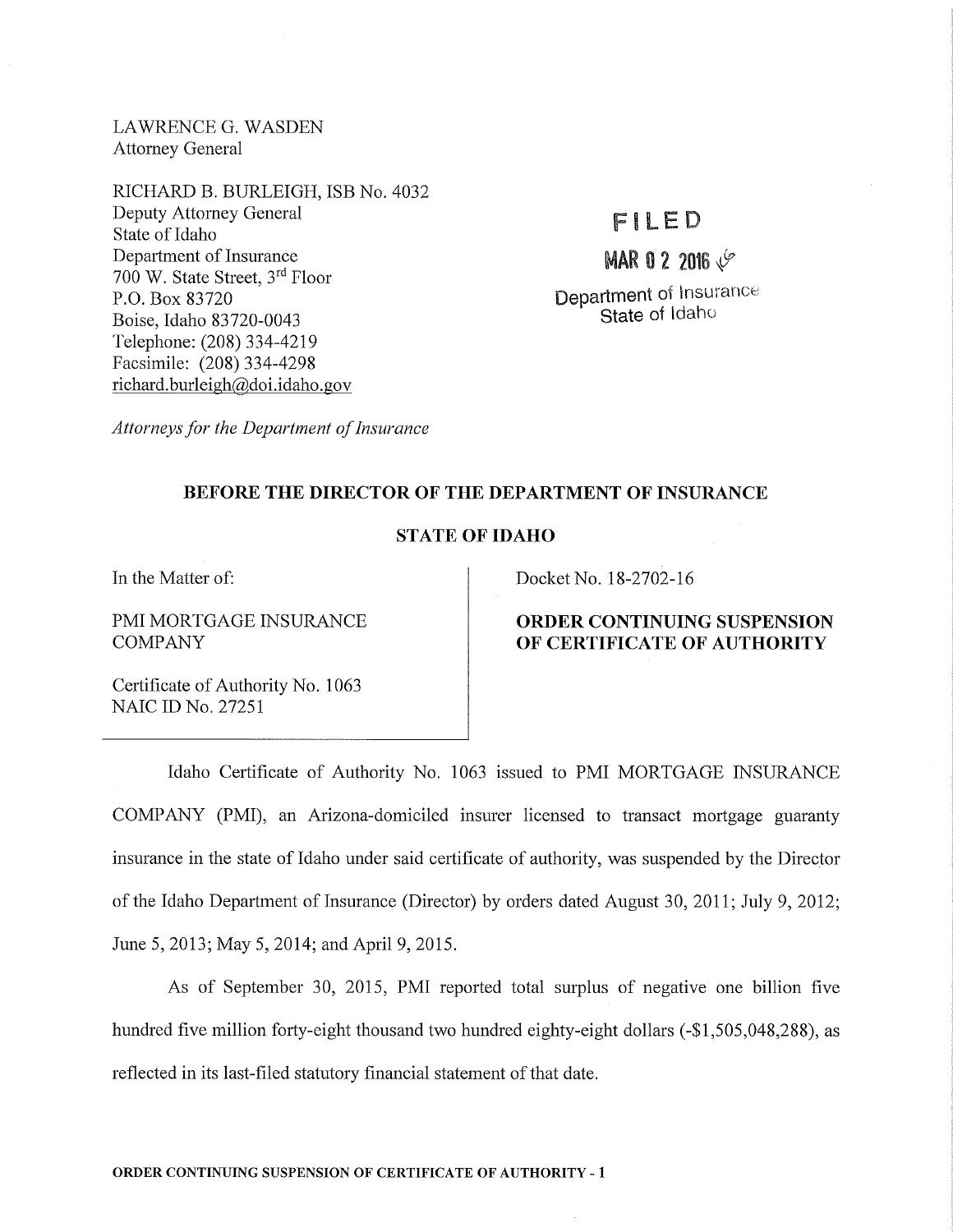LAWRENCE G. WASDEN
Attorney General

RICHARD B. BURLEIGH, ISB No. 4032
Deputy Attorney General
State of Idaho
Department of Insurance
700 W. State Street, 3rd Floor
P.O. Box 83720
Boise, Idaho 83720-0043
Telephone: (208) 334-4219
Facsimile: (208) 334-4298
richard.burleigh@doi.idaho.gov

*Attorneys for the Department of Insurance*

FILED
MAR 02 2016
Department of Insurance
State of Idaho

**BEFORE THE DIRECTOR OF THE DEPARTMENT OF INSURANCE**

**STATE OF IDAHO**

| | |
|---|---|
| In the Matter of:<br><br>PMI MORTGAGE INSURANCE COMPANY<br><br>Certificate of Authority No. 1063<br>NAIC ID No. 27251 | Docket No. 18-2702-16<br><br>**ORDER CONTINUING SUSPENSION OF CERTIFICATE OF AUTHORITY** |

Idaho Certificate of Authority No. 1063 issued to PMI MORTGAGE INSURANCE COMPANY (PMI), an Arizona-domiciled insurer licensed to transact mortgage guaranty insurance in the state of Idaho under said certificate of authority, was suspended by the Director of the Idaho Department of Insurance (Director) by orders dated August 30, 2011; July 9, 2012; June 5, 2013; May 5, 2014; and April 9, 2015.

As of September 30, 2015, PMI reported total surplus of negative one billion five hundred five million forty-eight thousand two hundred eighty-eight dollars (-$1,505,048,288), as reflected in its last-filed statutory financial statement of that date.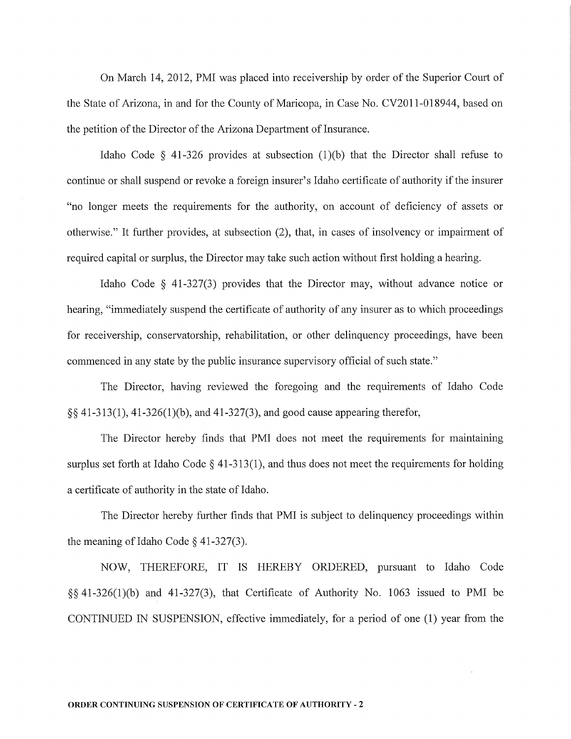On March 14, 2012, PMI was placed into receivership by order of the Superior Court of the State of Arizona, in and for the County of Maricopa, in Case No. CV2011-018944, based on the petition of the Director of the Arizona Department of Insurance.

Idaho Code § 41-326 provides at subsection (1)(b) that the Director shall refuse to continue or shall suspend or revoke a foreign insurer's Idaho certificate of authority if the insurer "no longer meets the requirements for the authority, on account of deficiency of assets or otherwise." It further provides, at subsection (2), that, in cases of insolvency or impairment of required capital or surplus, the Director may take such action without first holding a hearing.

Idaho Code § 41-327(3) provides that the Director may, without advance notice or hearing, "immediately suspend the certificate of authority of any insurer as to which proceedings for receivership, conservatorship, rehabilitation, or other delinquency proceedings, have been commenced in any state by the public insurance supervisory official of such state."

The Director, having reviewed the foregoing and the requirements of Idaho Code §§ 41-313(1), 41-326(1)(b), and 41-327(3), and good cause appearing therefor,

The Director hereby finds that PMI does not meet the requirements for maintaining surplus set forth at Idaho Code § 41-313(1), and thus does not meet the requirements for holding a certificate of authority in the state of Idaho.

The Director hereby further finds that PMI is subject to delinquency proceedings within the meaning of Idaho Code § 41-327(3).

NOW, THEREFORE, IT IS HEREBY ORDERED, pursuant to Idaho Code §§ 41-326(1)(b) and 41-327(3), that Certificate of Authority No. 1063 issued to PMI be CONTINUED IN SUSPENSION, effective immediately, for a period of one (1) year from the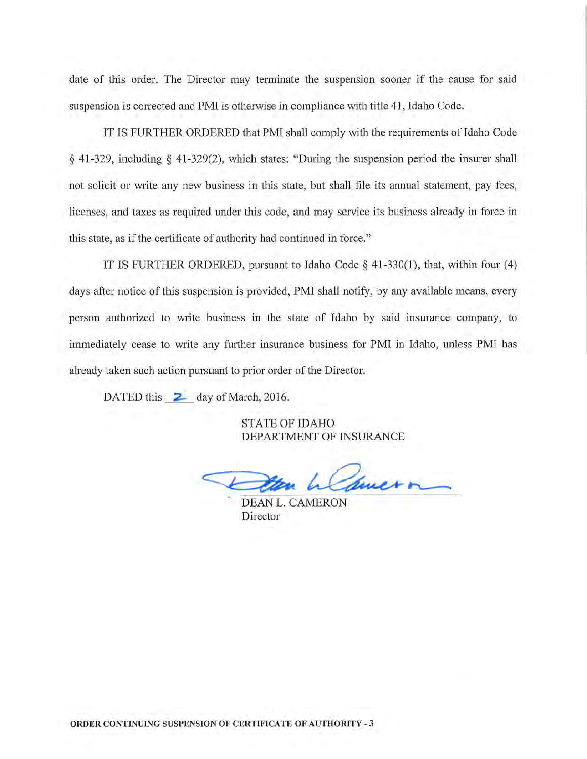date of this order. The Director may terminate the suspension sooner if the cause for said suspension is corrected and PMI is otherwise in compliance with title 41, Idaho Code.

IT IS FURTHER ORDERED that PMI shall comply with the requirements of Idaho Code § 41-329, including § 41-329(2), which states: "During the suspension period the insurer shall not solicit or write any new business in this state, but shall file its annual statement, pay fees, licenses, and taxes as required under this code, and may service its business already in force in this state, as if the certificate of authority had continued in force."

IT IS FURTHER ORDERED, pursuant to Idaho Code § 41-330(1), that, within four (4) days after notice of this suspension is provided, PMI shall notify, by any available means, every person authorized to write business in the state of Idaho by said insurance company, to immediately cease to write any further insurance business for PMI in Idaho, unless PMI has already taken such action pursuant to prior order of the Director.

DATED this 2 day of March, 2016.

STATE OF IDAHO
DEPARTMENT OF INSURANCE

DEAN L. CAMERON
Director

**ORDER CONTINUING SUSPENSION OF CERTIFICATE OF AUTHORITY - 3**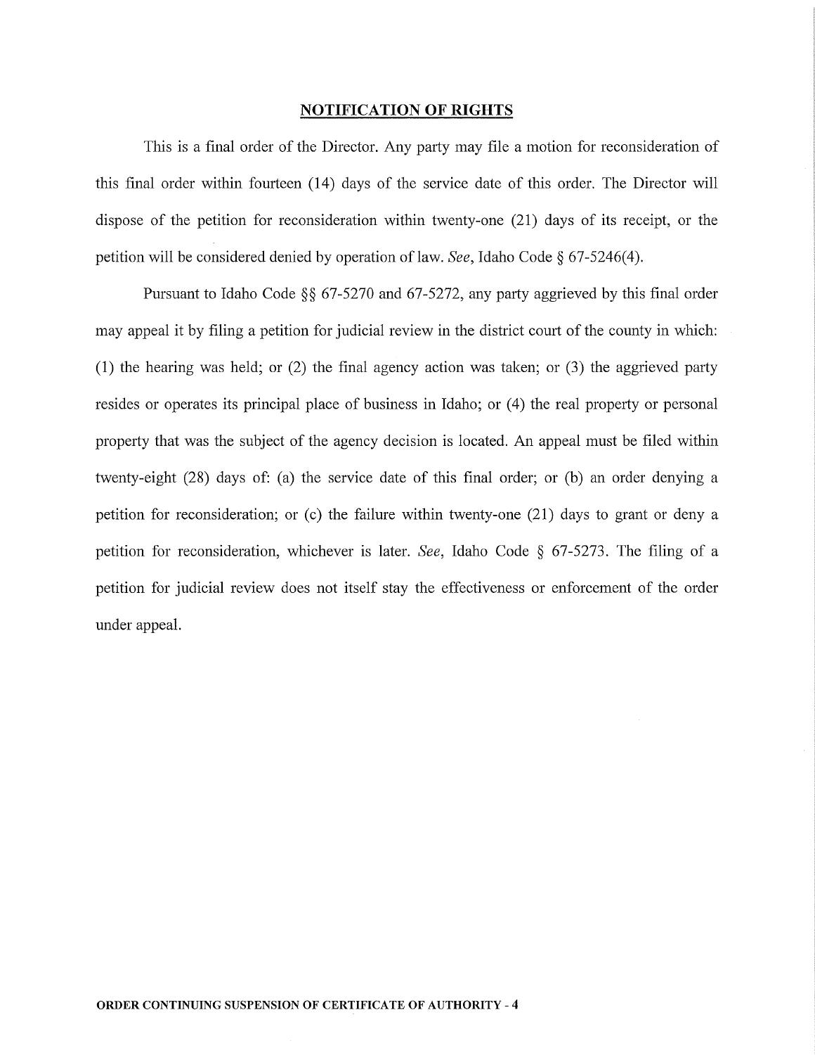## NOTIFICATION OF RIGHTS

This is a final order of the Director. Any party may file a motion for reconsideration of this final order within fourteen (14) days of the service date of this order. The Director will dispose of the petition for reconsideration within twenty-one (21) days of its receipt, or the petition will be considered denied by operation of law. *See*, Idaho Code § 67-5246(4).

Pursuant to Idaho Code §§ 67-5270 and 67-5272, any party aggrieved by this final order may appeal it by filing a petition for judicial review in the district court of the county in which: (1) the hearing was held; or (2) the final agency action was taken; or (3) the aggrieved party resides or operates its principal place of business in Idaho; or (4) the real property or personal property that was the subject of the agency decision is located. An appeal must be filed within twenty-eight (28) days of: (a) the service date of this final order; or (b) an order denying a petition for reconsideration; or (c) the failure within twenty-one (21) days to grant or deny a petition for reconsideration, whichever is later. *See*, Idaho Code § 67-5273. The filing of a petition for judicial review does not itself stay the effectiveness or enforcement of the order under appeal.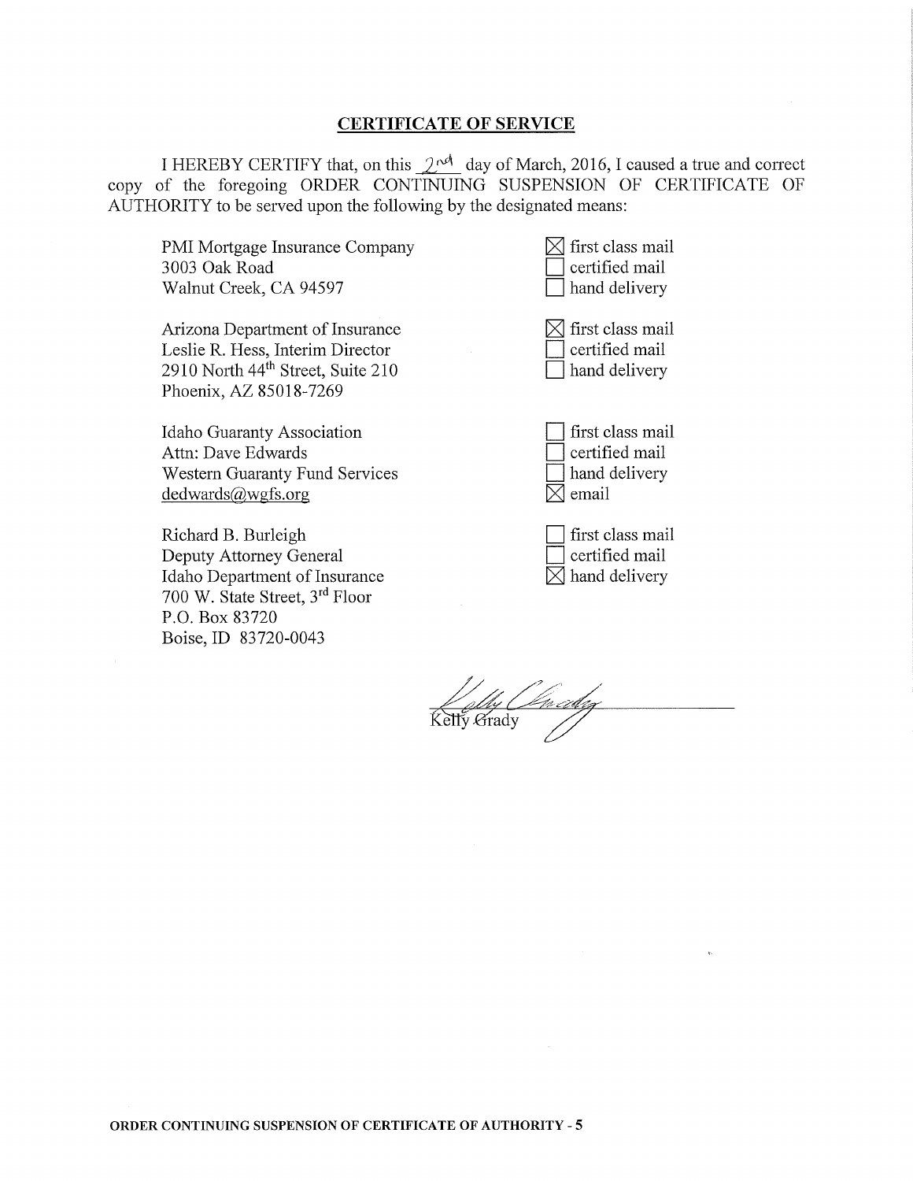## CERTIFICATE OF SERVICE

I HEREBY CERTIFY that, on this 2nd day of March, 2016, I caused a true and correct copy of the foregoing ORDER CONTINUING SUSPENSION OF CERTIFICATE OF AUTHORITY to be served upon the following by the designated means:

| | |
|---|---|
| PMI Mortgage Insurance Company<br>3003 Oak Road<br>Walnut Creek, CA 94597 | ☒ first class mail<br>☐ certified mail<br>☐ hand delivery |
| Arizona Department of Insurance<br>Leslie R. Hess, Interim Director<br>2910 North 44th Street, Suite 210<br>Phoenix, AZ 85018-7269 | ☒ first class mail<br>☐ certified mail<br>☐ hand delivery |
| Idaho Guaranty Association<br>Attn: Dave Edwards<br>Western Guaranty Fund Services<br>dedwards@wgfs.org | ☐ first class mail<br>☐ certified mail<br>☐ hand delivery<br>☒ email |
| Richard B. Burleigh<br>Deputy Attorney General<br>Idaho Department of Insurance<br>700 W. State Street, 3rd Floor<br>P.O. Box 83720<br>Boise, ID 83720-0043 | ☐ first class mail<br>☐ certified mail<br>☒ hand delivery |

Kelly Grady